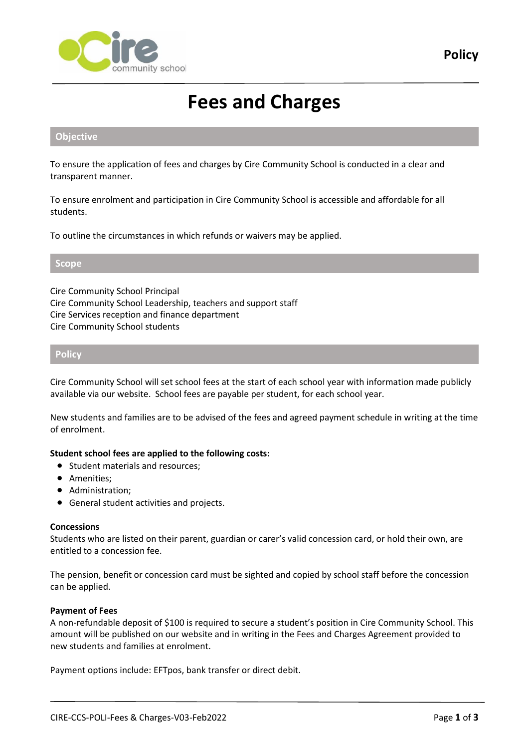Policy

# Fees and Charges

## Objective

To ensure the application of fees and charges by Cire Community School is conducted in a clear and transparent manner.

To ensure enrolment and participation in Cire Community School is accessible and affordable for all students.

To outline the circumstances in which refunds or waivers may be applied.

## Scope

Cire Community School Principal
Cire Community School Leadership, teachers and support staff
Cire Services reception and finance department
Cire Community School students

## Policy

Cire Community School will set school fees at the start of each school year with information made publicly available via our website. School fees are payable per student, for each school year.

New students and families are to be advised of the fees and agreed payment schedule in writing at the time of enrolment.

**Student school fees are applied to the following costs:**

- Student materials and resources;
- Amenities;
- Administration;
- General student activities and projects.

**Concessions**

Students who are listed on their parent, guardian or carer's valid concession card, or hold their own, are entitled to a concession fee.

The pension, benefit or concession card must be sighted and copied by school staff before the concession can be applied.

**Payment of Fees**

A non-refundable deposit of $100 is required to secure a student's position in Cire Community School. This amount will be published on our website and in writing in the Fees and Charges Agreement provided to new students and families at enrolment.

Payment options include: EFTpos, bank transfer or direct debit.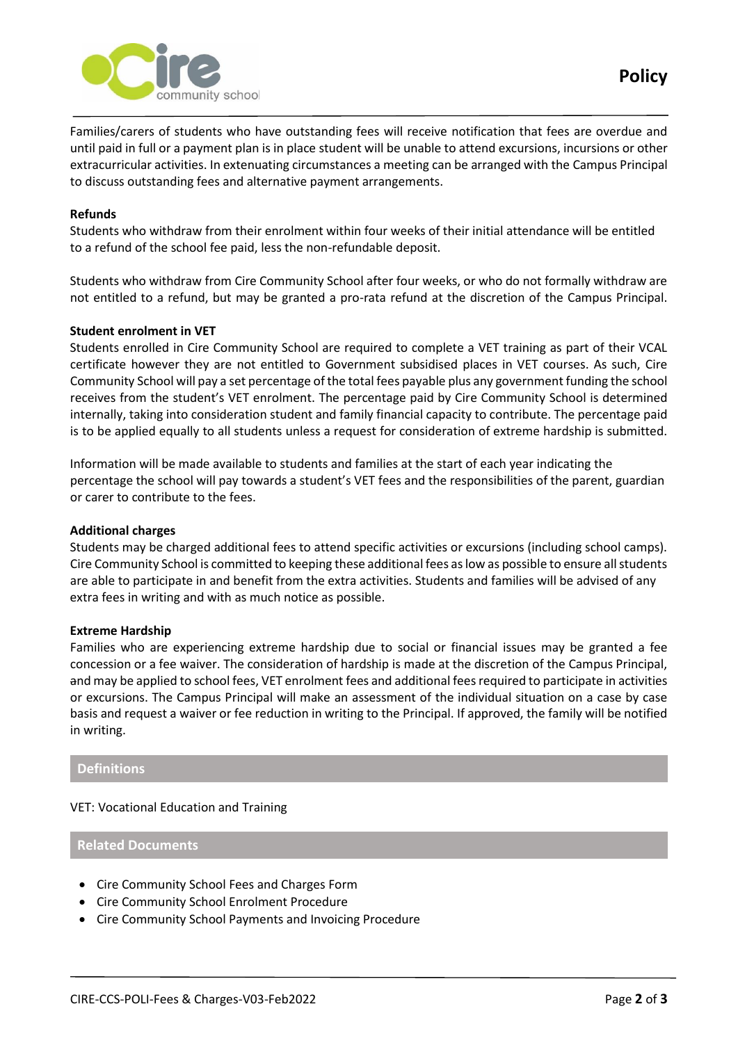Families/carers of students who have outstanding fees will receive notification that fees are overdue and until paid in full or a payment plan is in place student will be unable to attend excursions, incursions or other extracurricular activities. In extenuating circumstances a meeting can be arranged with the Campus Principal to discuss outstanding fees and alternative payment arrangements.

**Refunds**

Students who withdraw from their enrolment within four weeks of their initial attendance will be entitled to a refund of the school fee paid, less the non-refundable deposit.

Students who withdraw from Cire Community School after four weeks, or who do not formally withdraw are not entitled to a refund, but may be granted a pro-rata refund at the discretion of the Campus Principal.

**Student enrolment in VET**

Students enrolled in Cire Community School are required to complete a VET training as part of their VCAL certificate however they are not entitled to Government subsidised places in VET courses. As such, Cire Community School will pay a set percentage of the total fees payable plus any government funding the school receives from the student's VET enrolment. The percentage paid by Cire Community School is determined internally, taking into consideration student and family financial capacity to contribute. The percentage paid is to be applied equally to all students unless a request for consideration of extreme hardship is submitted.

Information will be made available to students and families at the start of each year indicating the percentage the school will pay towards a student's VET fees and the responsibilities of the parent, guardian or carer to contribute to the fees.

**Additional charges**

Students may be charged additional fees to attend specific activities or excursions (including school camps). Cire Community School is committed to keeping these additional fees as low as possible to ensure all students are able to participate in and benefit from the extra activities. Students and families will be advised of any extra fees in writing and with as much notice as possible.

**Extreme Hardship**

Families who are experiencing extreme hardship due to social or financial issues may be granted a fee concession or a fee waiver. The consideration of hardship is made at the discretion of the Campus Principal, and may be applied to school fees, VET enrolment fees and additional fees required to participate in activities or excursions. The Campus Principal will make an assessment of the individual situation on a case by case basis and request a waiver or fee reduction in writing to the Principal. If approved, the family will be notified in writing.

## Definitions

VET: Vocational Education and Training

## Related Documents

- Cire Community School Fees and Charges Form
- Cire Community School Enrolment Procedure
- Cire Community School Payments and Invoicing Procedure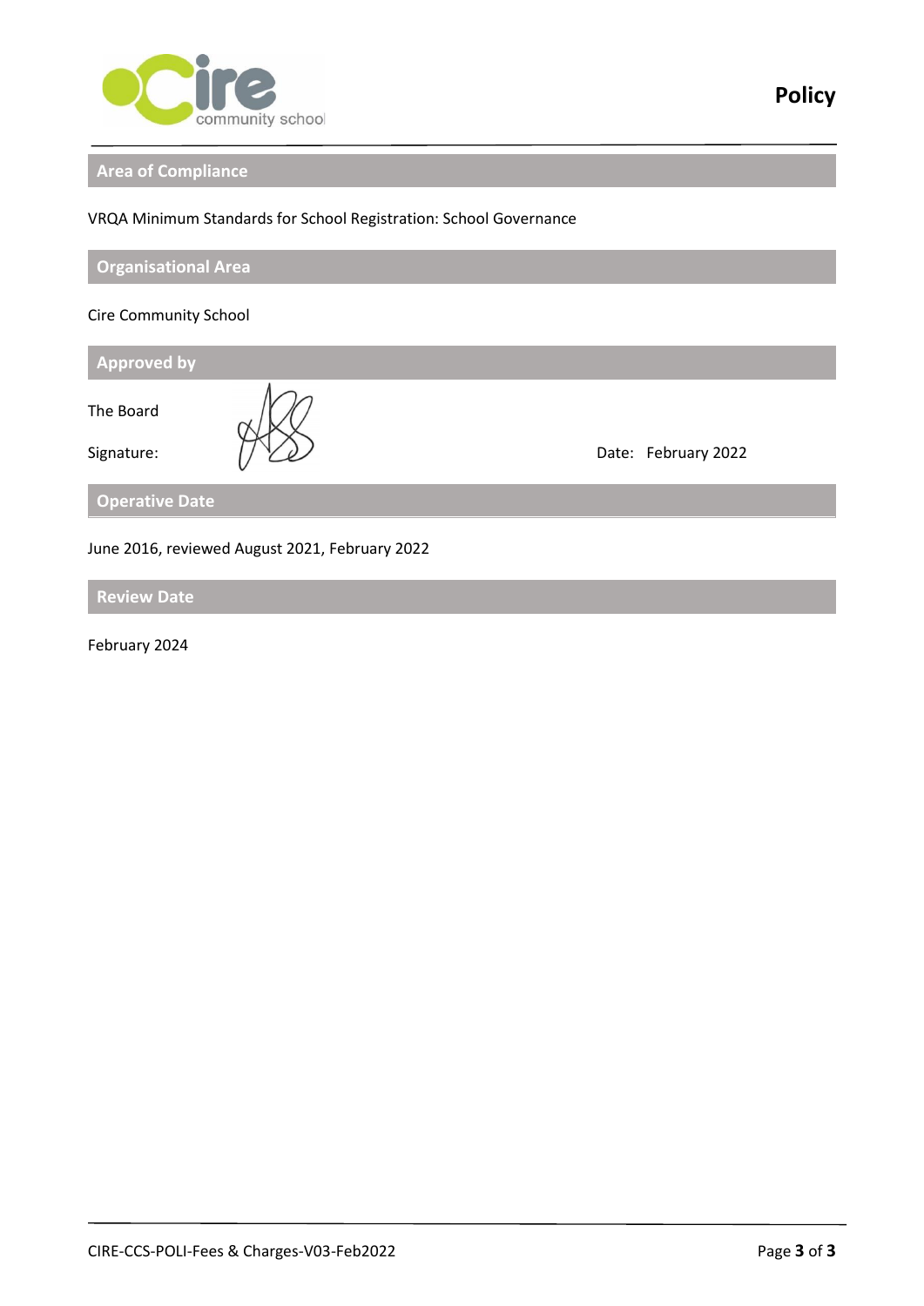## Area of Compliance

VRQA Minimum Standards for School Registration: School Governance

## Organisational Area

Cire Community School

## Approved by

The Board

Signature: Date: February 2022

## Operative Date

June 2016, reviewed August 2021, February 2022

## Review Date

February 2024